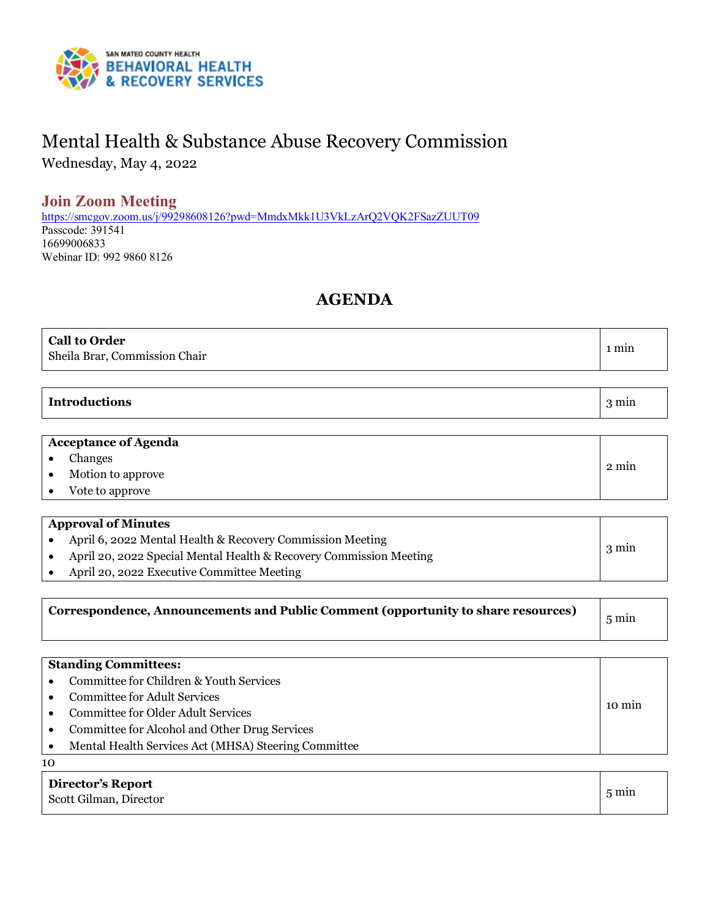SAN MATEO COUNTY HEALTH
BEHAVIORAL HEALTH & RECOVERY SERVICES

# Mental Health & Substance Abuse Recovery Commission

Wednesday, May 4, 2022

## Join Zoom Meeting

https://smcgov.zoom.us/j/99298608126?pwd=MmdxMkk1U3VkLzArQ2VQK2FSazZUUT09
Passcode: 391541
16699006833
Webinar ID: 992 9860 8126

## AGENDA

| **Call to Order**<br>Sheila Brar, Commission Chair | 1 min |
|---|---|

| **Introductions** | 3 min |
|---|---|

| **Acceptance of Agenda**<br>• Changes<br>• Motion to approve<br>• Vote to approve | 2 min |
|---|---|

| **Approval of Minutes**<br>• April 6, 2022 Mental Health & Recovery Commission Meeting<br>• April 20, 2022 Special Mental Health & Recovery Commission Meeting<br>• April 20, 2022 Executive Committee Meeting | 3 min |
|---|---|

| **Correspondence, Announcements and Public Comment (opportunity to share resources)** | 5 min |
|---|---|

| **Standing Committees:**<br>• Committee for Children & Youth Services<br>• Committee for Adult Services<br>• Committee for Older Adult Services<br>• Committee for Alcohol and Other Drug Services<br>• Mental Health Services Act (MHSA) Steering Committee | 10 min |
|---|---|

10

| **Director's Report**<br>Scott Gilman, Director | 5 min |
|---|---|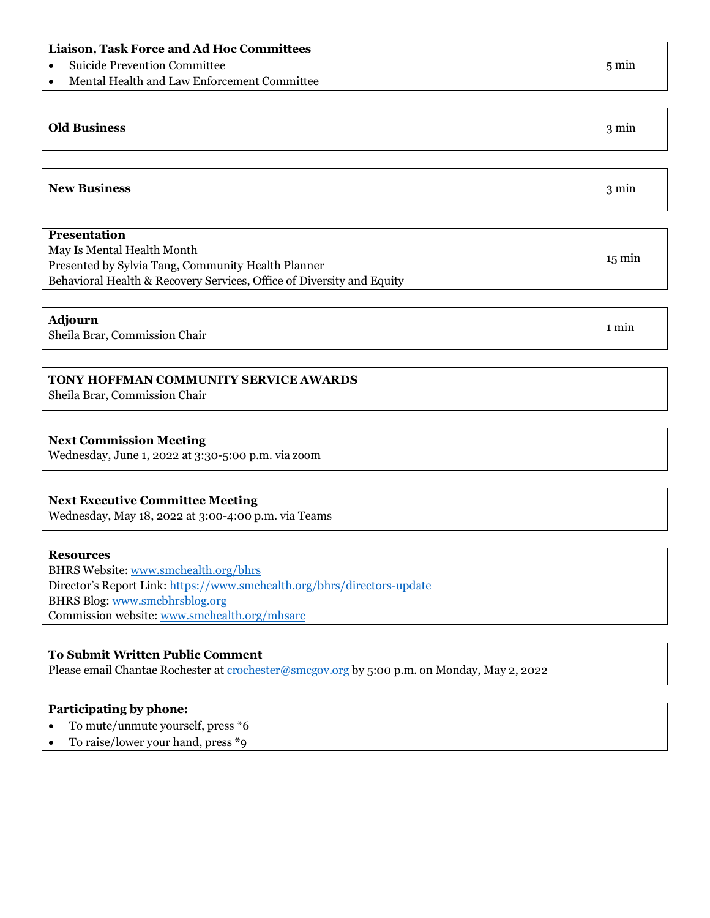| | |
|---|---|
| **Liaison, Task Force and Ad Hoc Committees**<br>• Suicide Prevention Committee<br>• Mental Health and Law Enforcement Committee | 5 min |
| **Old Business** | 3 min |
| **New Business** | 3 min |
| **Presentation**<br>May Is Mental Health Month<br>Presented by Sylvia Tang, Community Health Planner<br>Behavioral Health & Recovery Services, Office of Diversity and Equity | 15 min |
| **Adjourn**<br>Sheila Brar, Commission Chair | 1 min |
| **TONY HOFFMAN COMMUNITY SERVICE AWARDS**<br>Sheila Brar, Commission Chair | |
| **Next Commission Meeting**<br>Wednesday, June 1, 2022 at 3:30-5:00 p.m. via zoom | |
| **Next Executive Committee Meeting**<br>Wednesday, May 18, 2022 at 3:00-4:00 p.m. via Teams | |
| **Resources**<br>BHRS Website: www.smchealth.org/bhrs<br>Director's Report Link: https://www.smchealth.org/bhrs/directors-update<br>BHRS Blog: www.smcbhrsblog.org<br>Commission website: www.smchealth.org/mhsarc | |
| **To Submit Written Public Comment**<br>Please email Chantae Rochester at crochester@smcgov.org by 5:00 p.m. on Monday, May 2, 2022 | |
| **Participating by phone:**<br>• To mute/unmute yourself, press *6<br>• To raise/lower your hand, press *9 | |